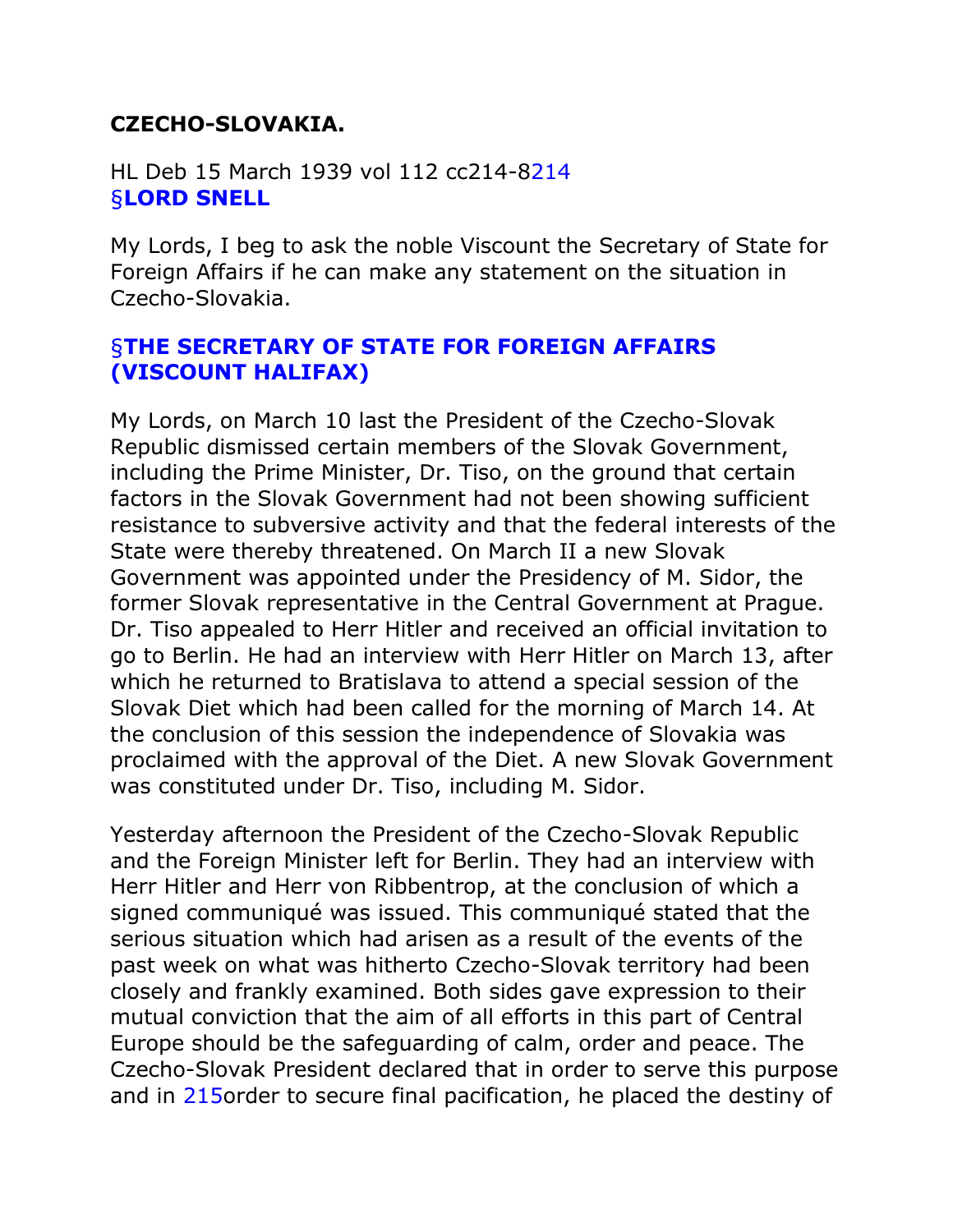# CZECHO-SLOVAKIA.

HL Deb 15 March 1939 vol 112 cc214-8214

§**LORD SNELL**

My Lords, I beg to ask the noble Viscount the Secretary of State for Foreign Affairs if he can make any statement on the situation in Czecho-Slovakia.

## §THE SECRETARY OF STATE FOR FOREIGN AFFAIRS (VISCOUNT HALIFAX)

My Lords, on March 10 last the President of the Czecho-Slovak Republic dismissed certain members of the Slovak Government, including the Prime Minister, Dr. Tiso, on the ground that certain factors in the Slovak Government had not been showing sufficient resistance to subversive activity and that the federal interests of the State were thereby threatened. On March II a new Slovak Government was appointed under the Presidency of M. Sidor, the former Slovak representative in the Central Government at Prague. Dr. Tiso appealed to Herr Hitler and received an official invitation to go to Berlin. He had an interview with Herr Hitler on March 13, after which he returned to Bratislava to attend a special session of the Slovak Diet which had been called for the morning of March 14. At the conclusion of this session the independence of Slovakia was proclaimed with the approval of the Diet. A new Slovak Government was constituted under Dr. Tiso, including M. Sidor.

Yesterday afternoon the President of the Czecho-Slovak Republic and the Foreign Minister left for Berlin. They had an interview with Herr Hitler and Herr von Ribbentrop, at the conclusion of which a signed communiqué was issued. This communiqué stated that the serious situation which had arisen as a result of the events of the past week on what was hitherto Czecho-Slovak territory had been closely and frankly examined. Both sides gave expression to their mutual conviction that the aim of all efforts in this part of Central Europe should be the safeguarding of calm, order and peace. The Czecho-Slovak President declared that in order to serve this purpose and in 215order to secure final pacification, he placed the destiny of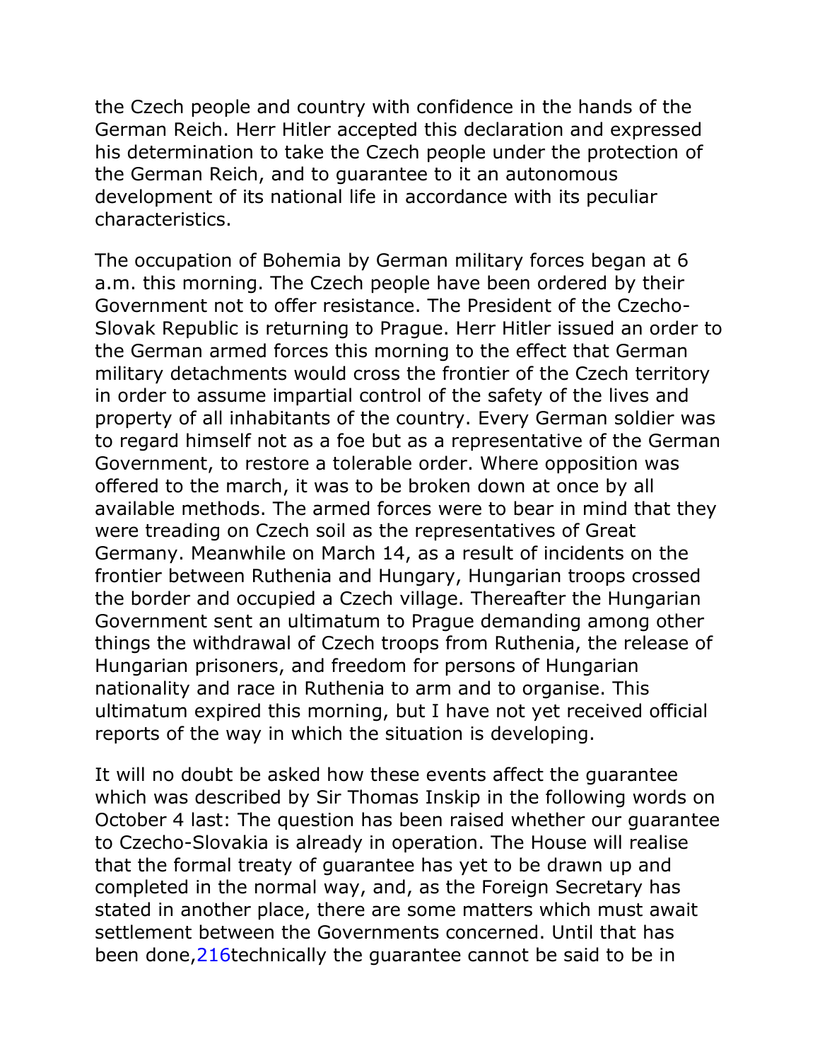the Czech people and country with confidence in the hands of the German Reich. Herr Hitler accepted this declaration and expressed his determination to take the Czech people under the protection of the German Reich, and to guarantee to it an autonomous development of its national life in accordance with its peculiar characteristics.

The occupation of Bohemia by German military forces began at 6 a.m. this morning. The Czech people have been ordered by their Government not to offer resistance. The President of the Czecho-Slovak Republic is returning to Prague. Herr Hitler issued an order to the German armed forces this morning to the effect that German military detachments would cross the frontier of the Czech territory in order to assume impartial control of the safety of the lives and property of all inhabitants of the country. Every German soldier was to regard himself not as a foe but as a representative of the German Government, to restore a tolerable order. Where opposition was offered to the march, it was to be broken down at once by all available methods. The armed forces were to bear in mind that they were treading on Czech soil as the representatives of Great Germany. Meanwhile on March 14, as a result of incidents on the frontier between Ruthenia and Hungary, Hungarian troops crossed the border and occupied a Czech village. Thereafter the Hungarian Government sent an ultimatum to Prague demanding among other things the withdrawal of Czech troops from Ruthenia, the release of Hungarian prisoners, and freedom for persons of Hungarian nationality and race in Ruthenia to arm and to organise. This ultimatum expired this morning, but I have not yet received official reports of the way in which the situation is developing.

It will no doubt be asked how these events affect the guarantee which was described by Sir Thomas Inskip in the following words on October 4 last: The question has been raised whether our guarantee to Czecho-Slovakia is already in operation. The House will realise that the formal treaty of guarantee has yet to be drawn up and completed in the normal way, and, as the Foreign Secretary has stated in another place, there are some matters which must await settlement between the Governments concerned. Until that has been done, technically the guarantee cannot be said to be in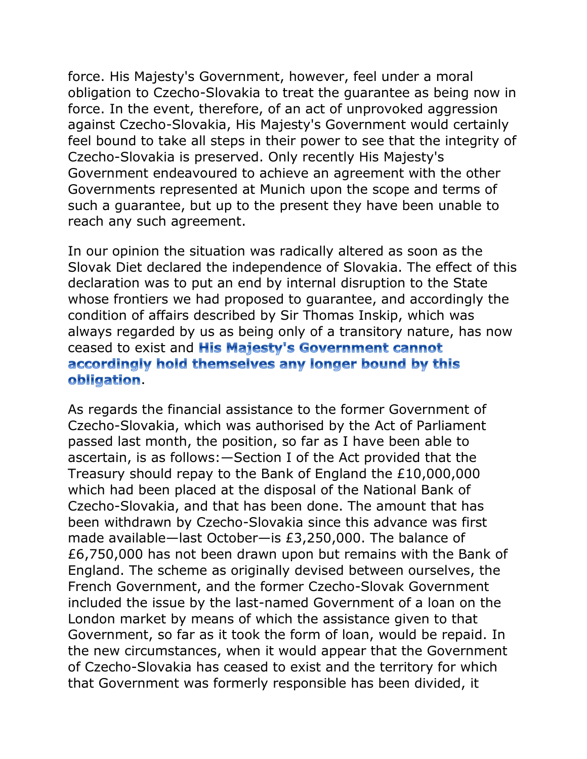force. His Majesty's Government, however, feel under a moral obligation to Czecho-Slovakia to treat the guarantee as being now in force. In the event, therefore, of an act of unprovoked aggression against Czecho-Slovakia, His Majesty's Government would certainly feel bound to take all steps in their power to see that the integrity of Czecho-Slovakia is preserved. Only recently His Majesty's Government endeavoured to achieve an agreement with the other Governments represented at Munich upon the scope and terms of such a guarantee, but up to the present they have been unable to reach any such agreement.

In our opinion the situation was radically altered as soon as the Slovak Diet declared the independence of Slovakia. The effect of this declaration was to put an end by internal disruption to the State whose frontiers we had proposed to guarantee, and accordingly the condition of affairs described by Sir Thomas Inskip, which was always regarded by us as being only of a transitory nature, has now ceased to exist and **His Majesty's Government cannot accordingly hold themselves any longer bound by this obligation**.

As regards the financial assistance to the former Government of Czecho-Slovakia, which was authorised by the Act of Parliament passed last month, the position, so far as I have been able to ascertain, is as follows:—Section I of the Act provided that the Treasury should repay to the Bank of England the £10,000,000 which had been placed at the disposal of the National Bank of Czecho-Slovakia, and that has been done. The amount that has been withdrawn by Czecho-Slovakia since this advance was first made available—last October—is £3,250,000. The balance of £6,750,000 has not been drawn upon but remains with the Bank of England. The scheme as originally devised between ourselves, the French Government, and the former Czecho-Slovak Government included the issue by the last-named Government of a loan on the London market by means of which the assistance given to that Government, so far as it took the form of loan, would be repaid. In the new circumstances, when it would appear that the Government of Czecho-Slovakia has ceased to exist and the territory for which that Government was formerly responsible has been divided, it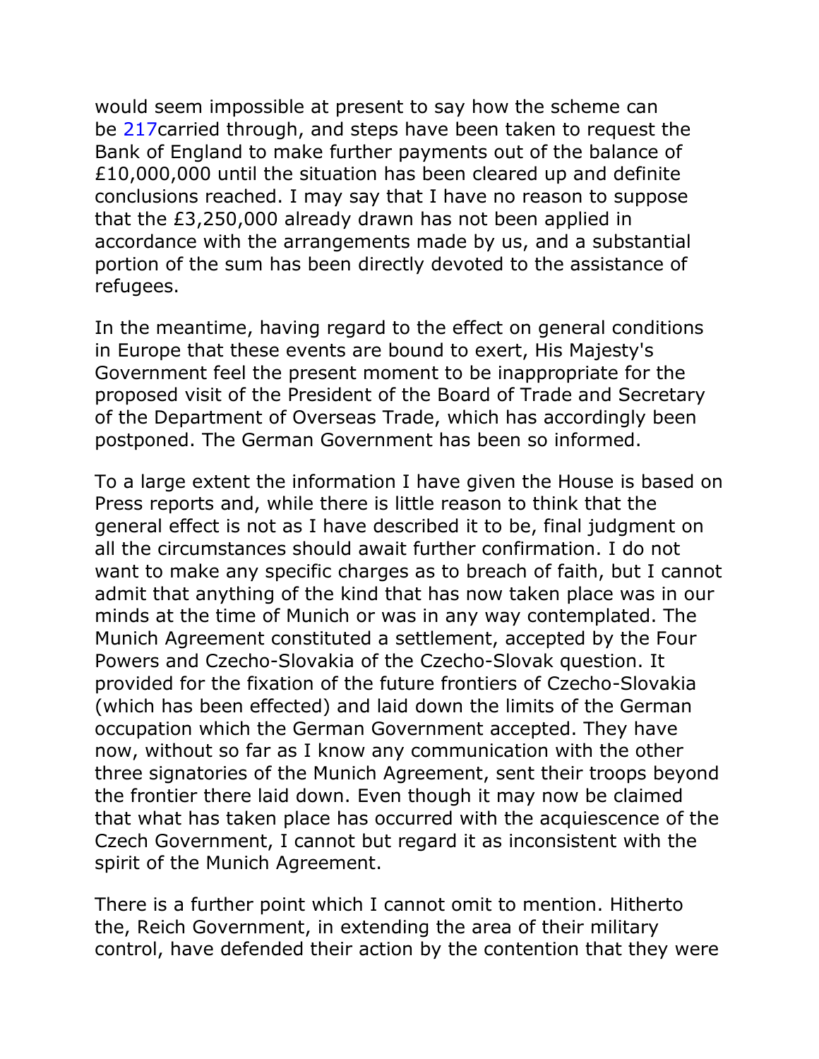would seem impossible at present to say how the scheme can be carried through, and steps have been taken to request the Bank of England to make further payments out of the balance of £10,000,000 until the situation has been cleared up and definite conclusions reached. I may say that I have no reason to suppose that the £3,250,000 already drawn has not been applied in accordance with the arrangements made by us, and a substantial portion of the sum has been directly devoted to the assistance of refugees.

In the meantime, having regard to the effect on general conditions in Europe that these events are bound to exert, His Majesty's Government feel the present moment to be inappropriate for the proposed visit of the President of the Board of Trade and Secretary of the Department of Overseas Trade, which has accordingly been postponed. The German Government has been so informed.

To a large extent the information I have given the House is based on Press reports and, while there is little reason to think that the general effect is not as I have described it to be, final judgment on all the circumstances should await further confirmation. I do not want to make any specific charges as to breach of faith, but I cannot admit that anything of the kind that has now taken place was in our minds at the time of Munich or was in any way contemplated. The Munich Agreement constituted a settlement, accepted by the Four Powers and Czecho-Slovakia of the Czecho-Slovak question. It provided for the fixation of the future frontiers of Czecho-Slovakia (which has been effected) and laid down the limits of the German occupation which the German Government accepted. They have now, without so far as I know any communication with the other three signatories of the Munich Agreement, sent their troops beyond the frontier there laid down. Even though it may now be claimed that what has taken place has occurred with the acquiescence of the Czech Government, I cannot but regard it as inconsistent with the spirit of the Munich Agreement.

There is a further point which I cannot omit to mention. Hitherto the, Reich Government, in extending the area of their military control, have defended their action by the contention that they were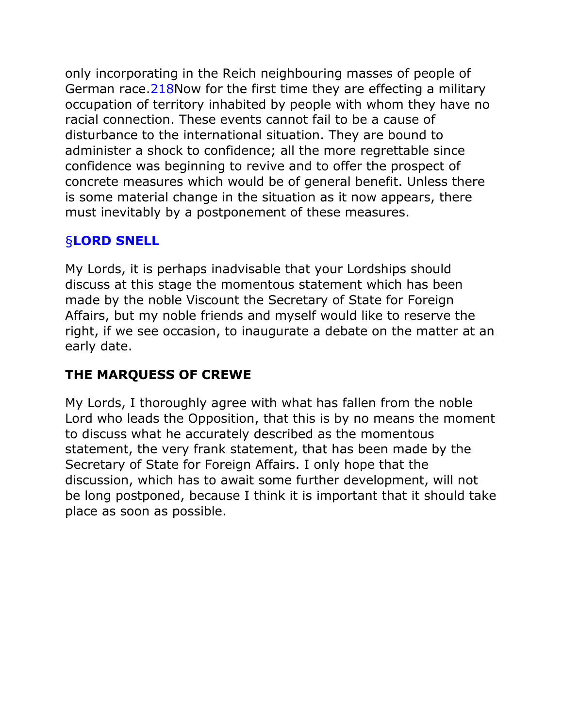only incorporating in the Reich neighbouring masses of people of German race.218Now for the first time they are effecting a military occupation of territory inhabited by people with whom they have no racial connection. These events cannot fail to be a cause of disturbance to the international situation. They are bound to administer a shock to confidence; all the more regrettable since confidence was beginning to revive and to offer the prospect of concrete measures which would be of general benefit. Unless there is some material change in the situation as it now appears, there must inevitably by a postponement of these measures.

### §LORD SNELL

My Lords, it is perhaps inadvisable that your Lordships should discuss at this stage the momentous statement which has been made by the noble Viscount the Secretary of State for Foreign Affairs, but my noble friends and myself would like to reserve the right, if we see occasion, to inaugurate a debate on the matter at an early date.

### THE MARQUESS OF CREWE

My Lords, I thoroughly agree with what has fallen from the noble Lord who leads the Opposition, that this is by no means the moment to discuss what he accurately described as the momentous statement, the very frank statement, that has been made by the Secretary of State for Foreign Affairs. I only hope that the discussion, which has to await some further development, will not be long postponed, because I think it is important that it should take place as soon as possible.